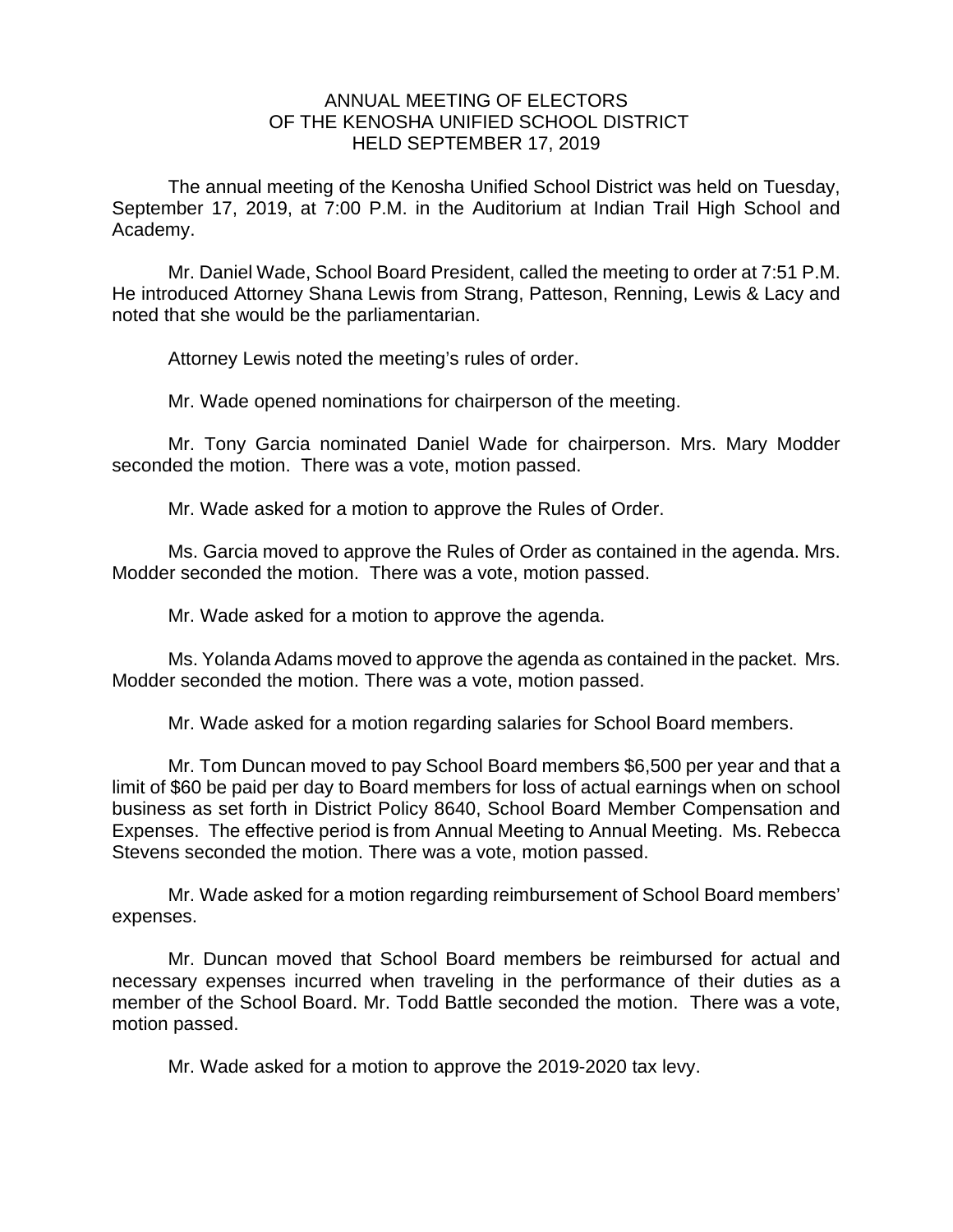# ANNUAL MEETING OF ELECTORS
# OF THE KENOSHA UNIFIED SCHOOL DISTRICT
# HELD SEPTEMBER 17, 2019

The annual meeting of the Kenosha Unified School District was held on Tuesday, September 17, 2019, at 7:00 P.M. in the Auditorium at Indian Trail High School and Academy.

Mr. Daniel Wade, School Board President, called the meeting to order at 7:51 P.M. He introduced Attorney Shana Lewis from Strang, Patteson, Renning, Lewis & Lacy and noted that she would be the parliamentarian.

Attorney Lewis noted the meeting's rules of order.

Mr. Wade opened nominations for chairperson of the meeting.

Mr. Tony Garcia nominated Daniel Wade for chairperson. Mrs. Mary Modder seconded the motion. There was a vote, motion passed.

Mr. Wade asked for a motion to approve the Rules of Order.

Ms. Garcia moved to approve the Rules of Order as contained in the agenda. Mrs. Modder seconded the motion. There was a vote, motion passed.

Mr. Wade asked for a motion to approve the agenda.

Ms. Yolanda Adams moved to approve the agenda as contained in the packet. Mrs. Modder seconded the motion. There was a vote, motion passed.

Mr. Wade asked for a motion regarding salaries for School Board members.

Mr. Tom Duncan moved to pay School Board members $6,500 per year and that a limit of $60 be paid per day to Board members for loss of actual earnings when on school business as set forth in District Policy 8640, School Board Member Compensation and Expenses. The effective period is from Annual Meeting to Annual Meeting. Ms. Rebecca Stevens seconded the motion. There was a vote, motion passed.

Mr. Wade asked for a motion regarding reimbursement of School Board members' expenses.

Mr. Duncan moved that School Board members be reimbursed for actual and necessary expenses incurred when traveling in the performance of their duties as a member of the School Board. Mr. Todd Battle seconded the motion. There was a vote, motion passed.

Mr. Wade asked for a motion to approve the 2019-2020 tax levy.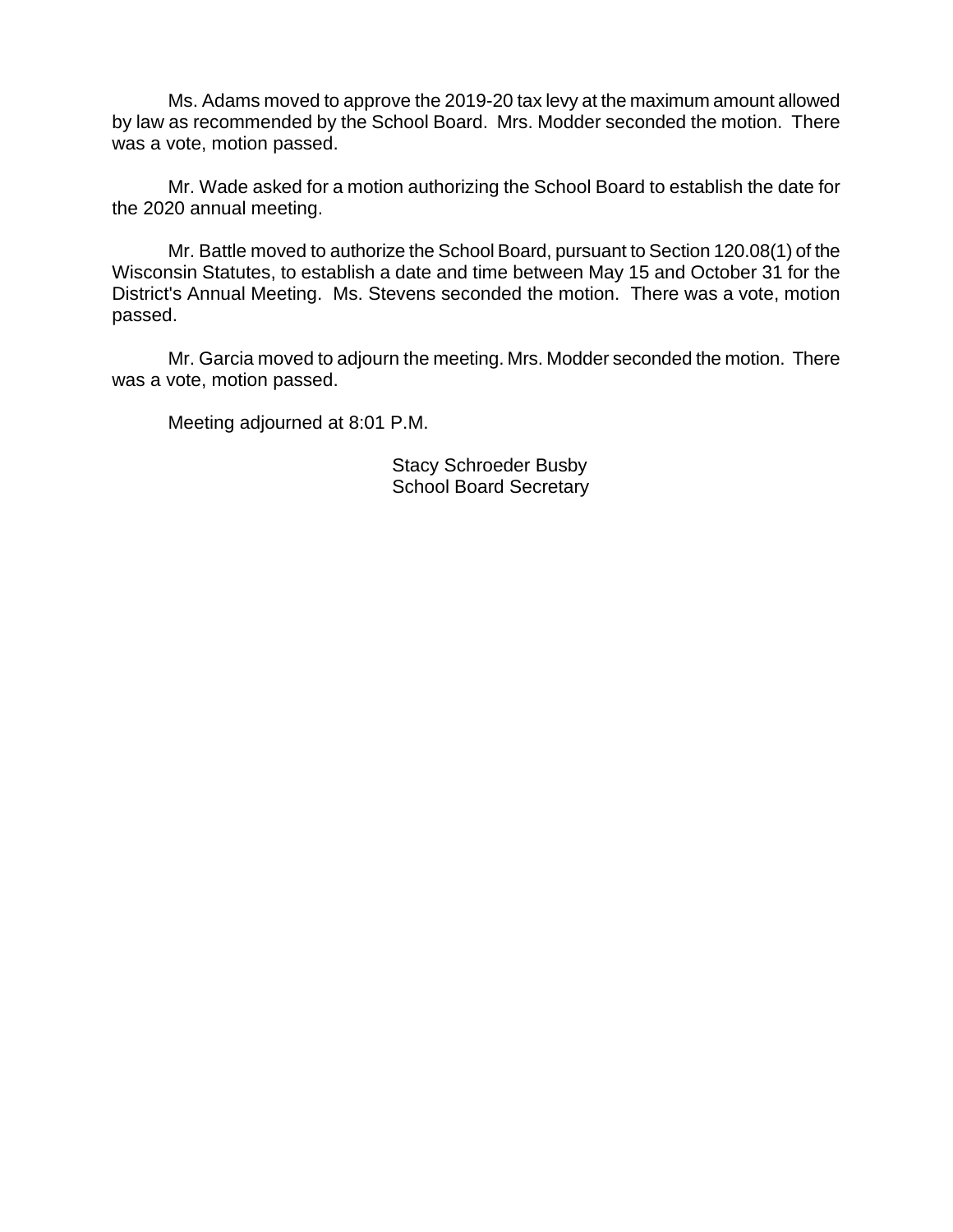Ms. Adams moved to approve the 2019-20 tax levy at the maximum amount allowed by law as recommended by the School Board. Mrs. Modder seconded the motion. There was a vote, motion passed.

Mr. Wade asked for a motion authorizing the School Board to establish the date for the 2020 annual meeting.

Mr. Battle moved to authorize the School Board, pursuant to Section 120.08(1) of the Wisconsin Statutes, to establish a date and time between May 15 and October 31 for the District's Annual Meeting. Ms. Stevens seconded the motion. There was a vote, motion passed.

Mr. Garcia moved to adjourn the meeting. Mrs. Modder seconded the motion. There was a vote, motion passed.

Meeting adjourned at 8:01 P.M.

Stacy Schroeder Busby
School Board Secretary